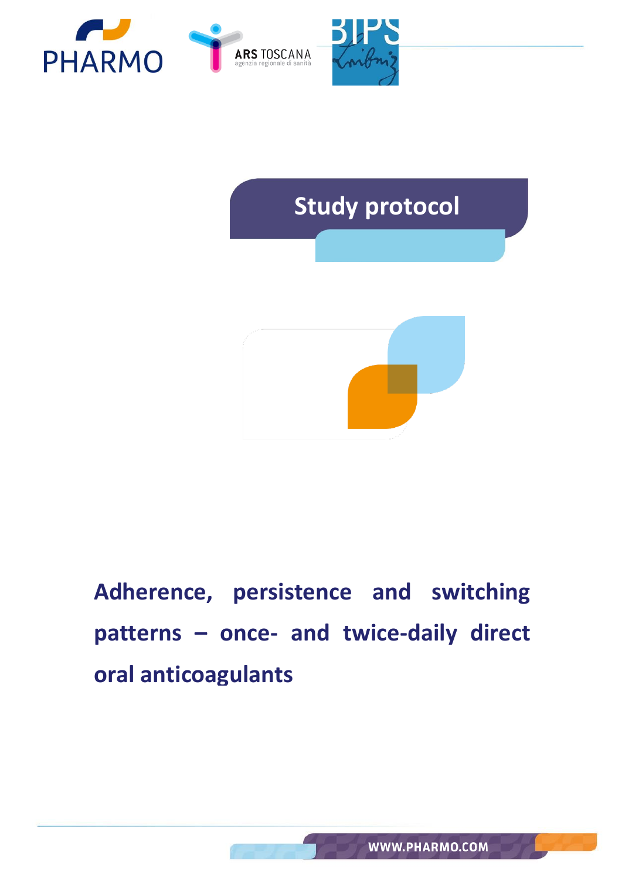Study protocol

# Adherence, persistence and switching patterns – once- and twice-daily direct oral anticoagulants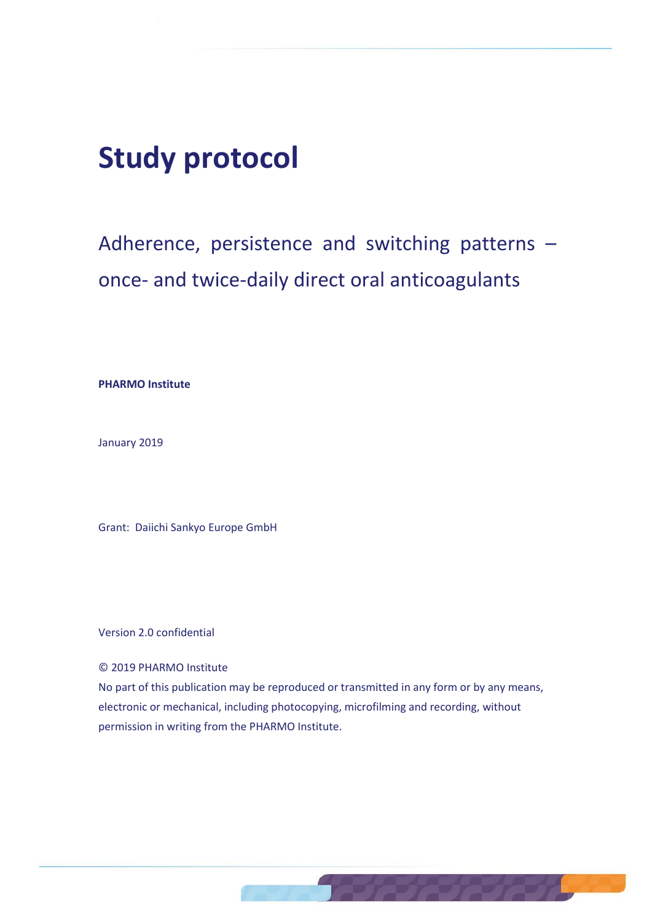# Study protocol

## Adherence, persistence and switching patterns – once- and twice-daily direct oral anticoagulants

**PHARMO Institute**

January 2019

Grant: Daiichi Sankyo Europe GmbH

Version 2.0 confidential

© 2019 PHARMO Institute
No part of this publication may be reproduced or transmitted in any form or by any means, electronic or mechanical, including photocopying, microfilming and recording, without permission in writing from the PHARMO Institute.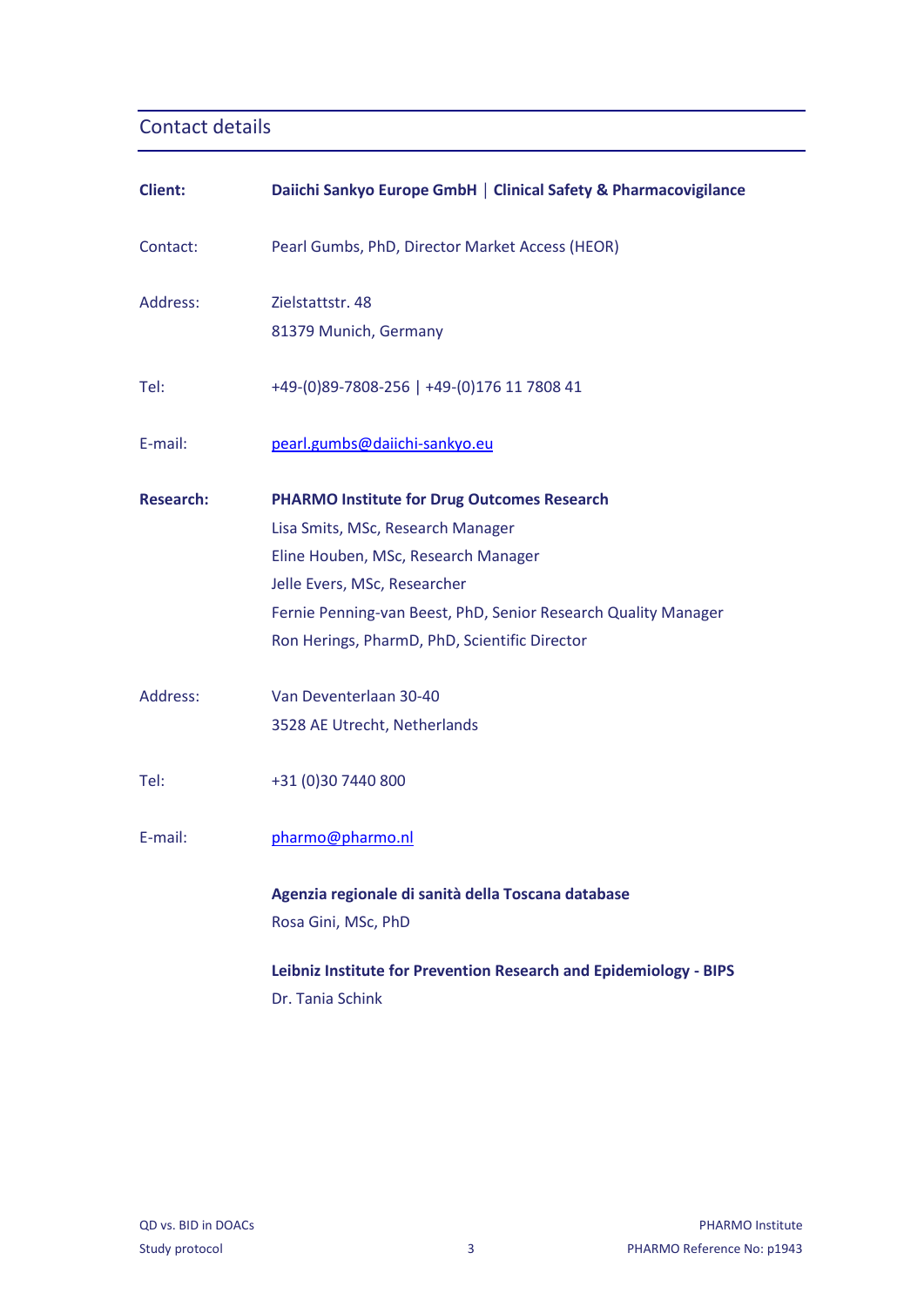## Contact details

| | |
|---|---|
| **Client:** | **Daiichi Sankyo Europe GmbH** \| **Clinical Safety & Pharmacovigilance** |
| Contact: | Pearl Gumbs, PhD, Director Market Access (HEOR) |
| Address: | Zielstattstr. 48<br>81379 Munich, Germany |
| Tel: | +49-(0)89-7808-256 \| +49-(0)176 11 7808 41 |
| E-mail: | pearl.gumbs@daiichi-sankyo.eu |
| **Research:** | **PHARMO Institute for Drug Outcomes Research**<br>Lisa Smits, MSc, Research Manager<br>Eline Houben, MSc, Research Manager<br>Jelle Evers, MSc, Researcher<br>Fernie Penning-van Beest, PhD, Senior Research Quality Manager<br>Ron Herings, PharmD, PhD, Scientific Director |
| Address: | Van Deventerlaan 30-40<br>3528 AE Utrecht, Netherlands |
| Tel: | +31 (0)30 7440 800 |
| E-mail: | pharmo@pharmo.nl |
| | **Agenzia regionale di sanità della Toscana database**<br>Rosa Gini, MSc, PhD |
| | **Leibniz Institute for Prevention Research and Epidemiology - BIPS**<br>Dr. Tania Schink |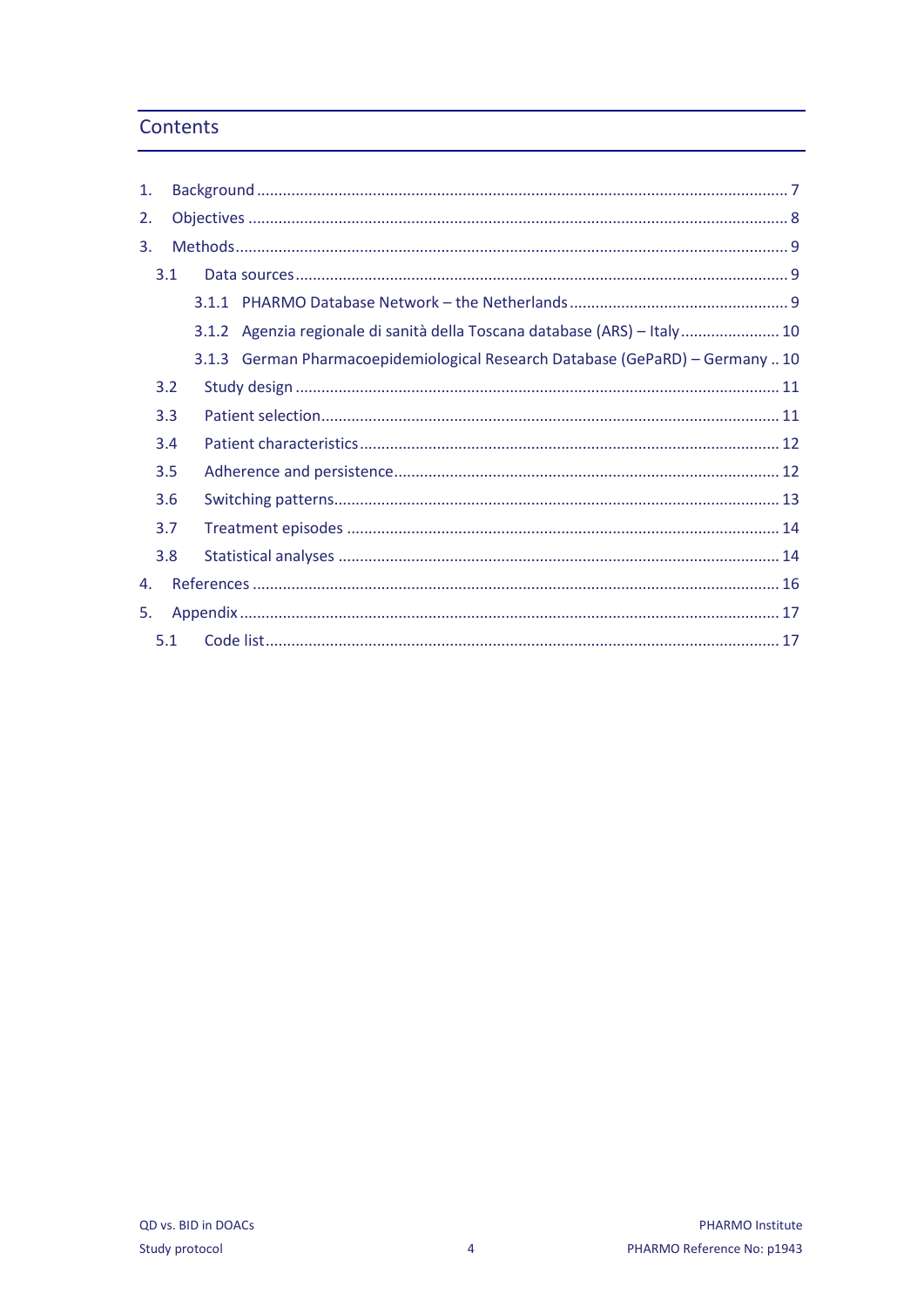## Contents

1. Background ........................................................................................................................ 7
2. Objectives .......................................................................................................................... 8
3. Methods .............................................................................................................................. 9
   - 3.1 Data sources .............................................................................................................. 9
     - 3.1.1 PHARMO Database Network – the Netherlands ................................................. 9
     - 3.1.2 Agenzia regionale di sanità della Toscana database (ARS) – Italy ...................... 10
     - 3.1.3 German Pharmacoepidemiological Research Database (GePaRD) – Germany .. 10
   - 3.2 Study design ............................................................................................................. 11
   - 3.3 Patient selection ....................................................................................................... 11
   - 3.4 Patient characteristics ............................................................................................... 12
   - 3.5 Adherence and persistence ........................................................................................ 12
   - 3.6 Switching patterns ..................................................................................................... 13
   - 3.7 Treatment episodes ................................................................................................... 14
   - 3.8 Statistical analyses .................................................................................................... 14
4. References ........................................................................................................................ 16
5. Appendix .......................................................................................................................... 17
   - 5.1 Code list ..................................................................................................................... 17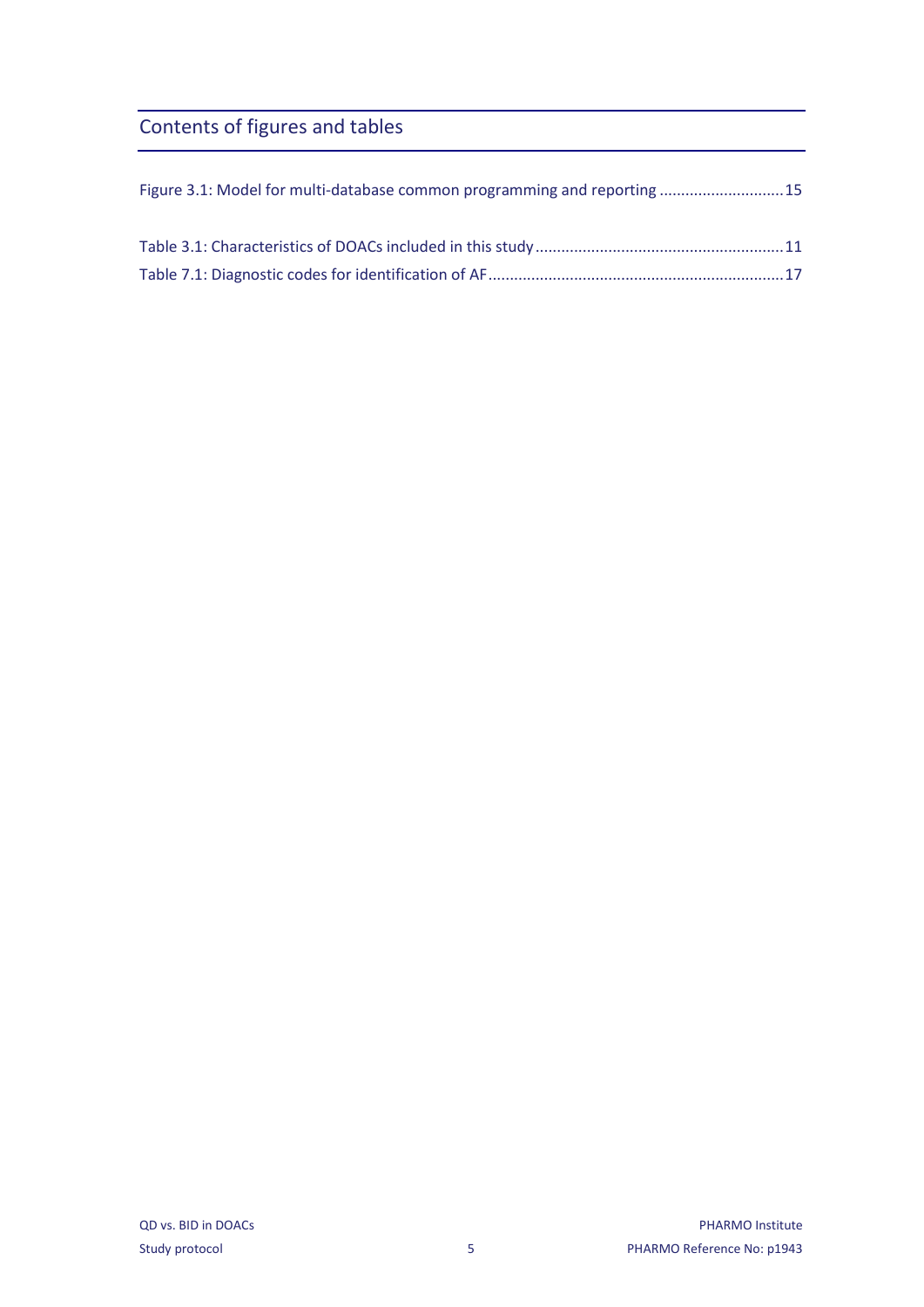## Contents of figures and tables

Figure 3.1: Model for multi-database common programming and reporting ............................15

Table 3.1: Characteristics of DOACs included in this study .........................................................11

Table 7.1: Diagnostic codes for identification of AF ....................................................................17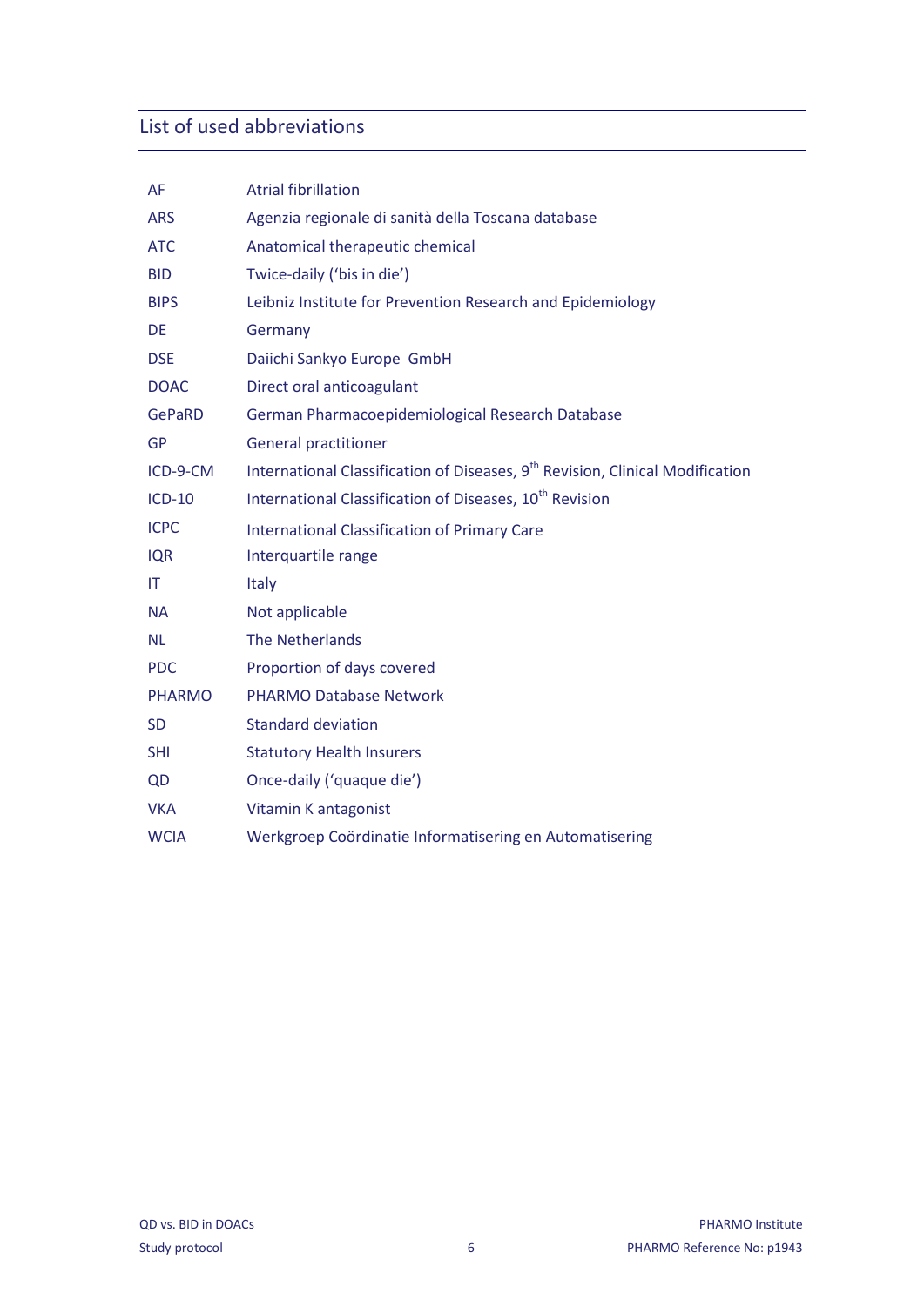## List of used abbreviations

| | |
|---|---|
| AF | Atrial fibrillation |
| ARS | Agenzia regionale di sanità della Toscana database |
| ATC | Anatomical therapeutic chemical |
| BID | Twice-daily ('bis in die') |
| BIPS | Leibniz Institute for Prevention Research and Epidemiology |
| DE | Germany |
| DSE | Daiichi Sankyo Europe GmbH |
| DOAC | Direct oral anticoagulant |
| GePaRD | German Pharmacoepidemiological Research Database |
| GP | General practitioner |
| ICD-9-CM | International Classification of Diseases, 9th Revision, Clinical Modification |
| ICD-10 | International Classification of Diseases, 10th Revision |
| ICPC | International Classification of Primary Care |
| IQR | Interquartile range |
| IT | Italy |
| NA | Not applicable |
| NL | The Netherlands |
| PDC | Proportion of days covered |
| PHARMO | PHARMO Database Network |
| SD | Standard deviation |
| SHI | Statutory Health Insurers |
| QD | Once-daily ('quaque die') |
| VKA | Vitamin K antagonist |
| WCIA | Werkgroep Coördinatie Informatisering en Automatisering |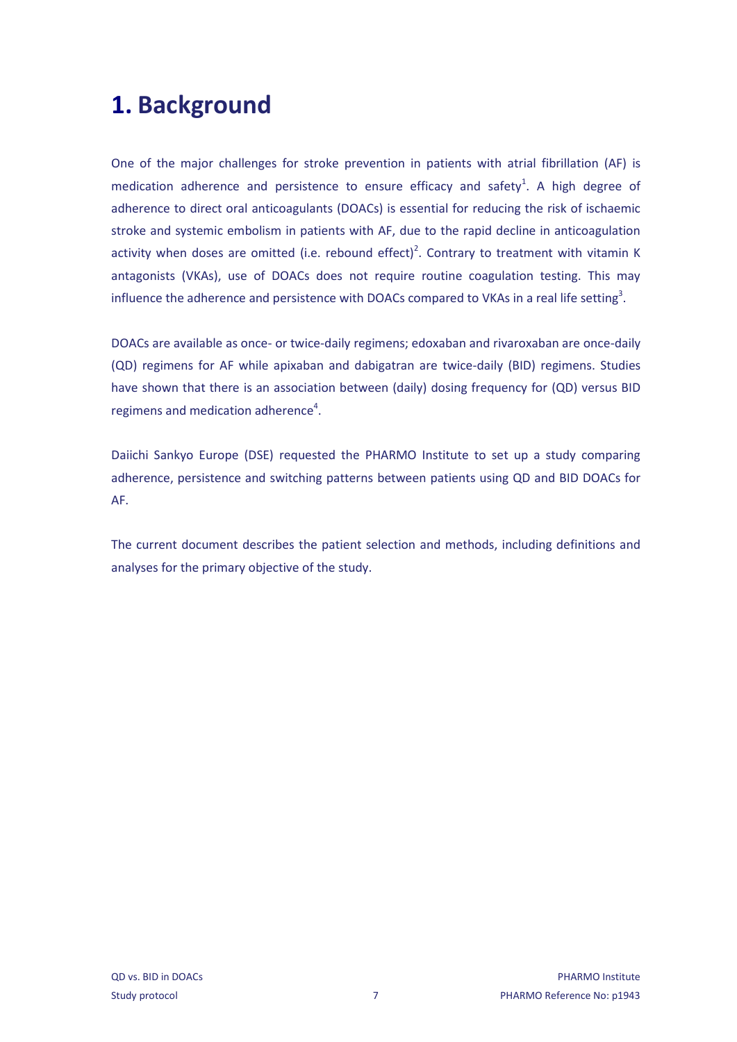# 1. Background

One of the major challenges for stroke prevention in patients with atrial fibrillation (AF) is medication adherence and persistence to ensure efficacy and safety[1]. A high degree of adherence to direct oral anticoagulants (DOACs) is essential for reducing the risk of ischaemic stroke and systemic embolism in patients with AF, due to the rapid decline in anticoagulation activity when doses are omitted (i.e. rebound effect)[2]. Contrary to treatment with vitamin K antagonists (VKAs), use of DOACs does not require routine coagulation testing. This may influence the adherence and persistence with DOACs compared to VKAs in a real life setting[3].

DOACs are available as once- or twice-daily regimens; edoxaban and rivaroxaban are once-daily (QD) regimens for AF while apixaban and dabigatran are twice-daily (BID) regimens. Studies have shown that there is an association between (daily) dosing frequency for (QD) versus BID regimens and medication adherence[4].

Daiichi Sankyo Europe (DSE) requested the PHARMO Institute to set up a study comparing adherence, persistence and switching patterns between patients using QD and BID DOACs for AF.

The current document describes the patient selection and methods, including definitions and analyses for the primary objective of the study.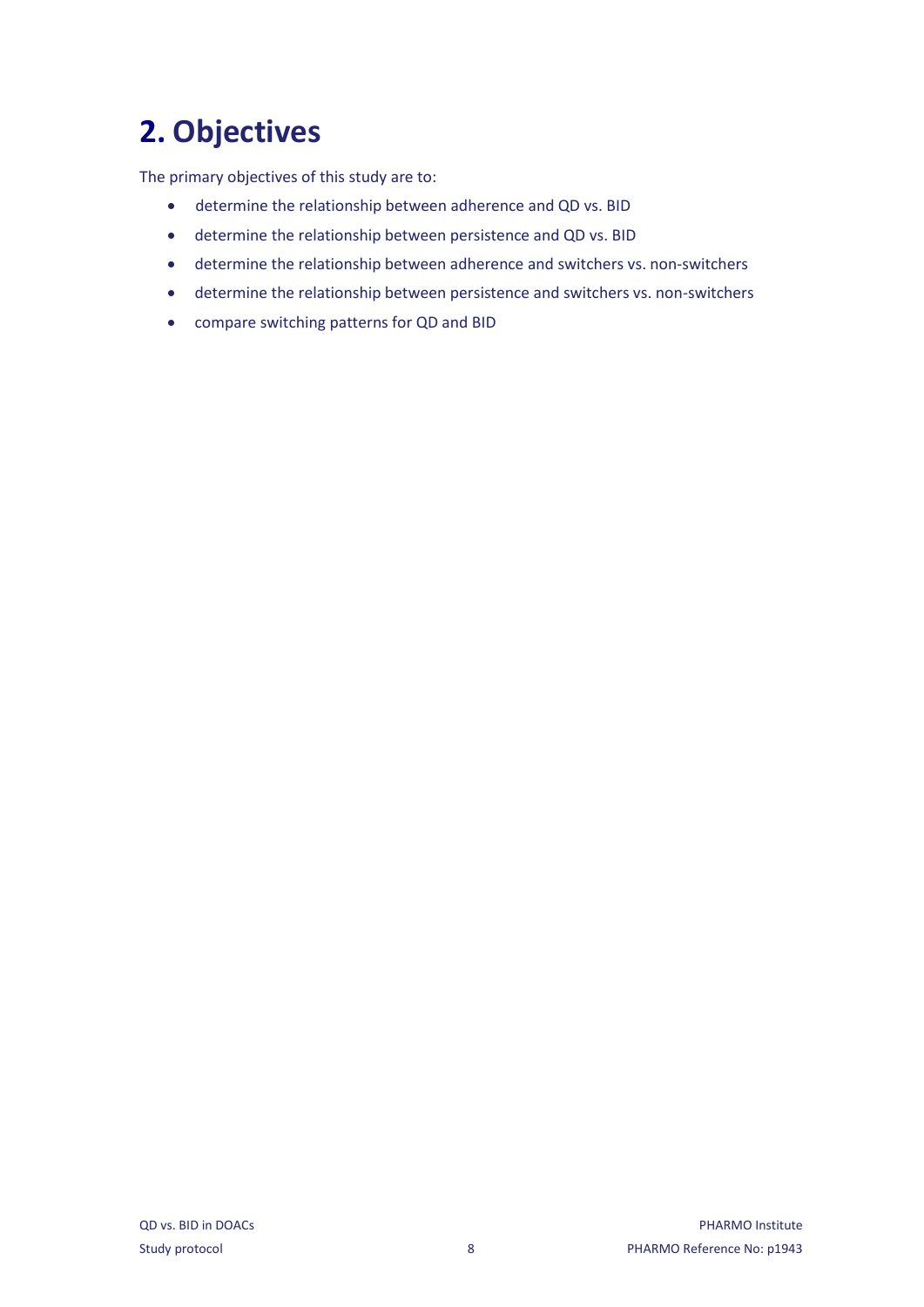# 2. Objectives

The primary objectives of this study are to:

- determine the relationship between adherence and QD vs. BID
- determine the relationship between persistence and QD vs. BID
- determine the relationship between adherence and switchers vs. non-switchers
- determine the relationship between persistence and switchers vs. non-switchers
- compare switching patterns for QD and BID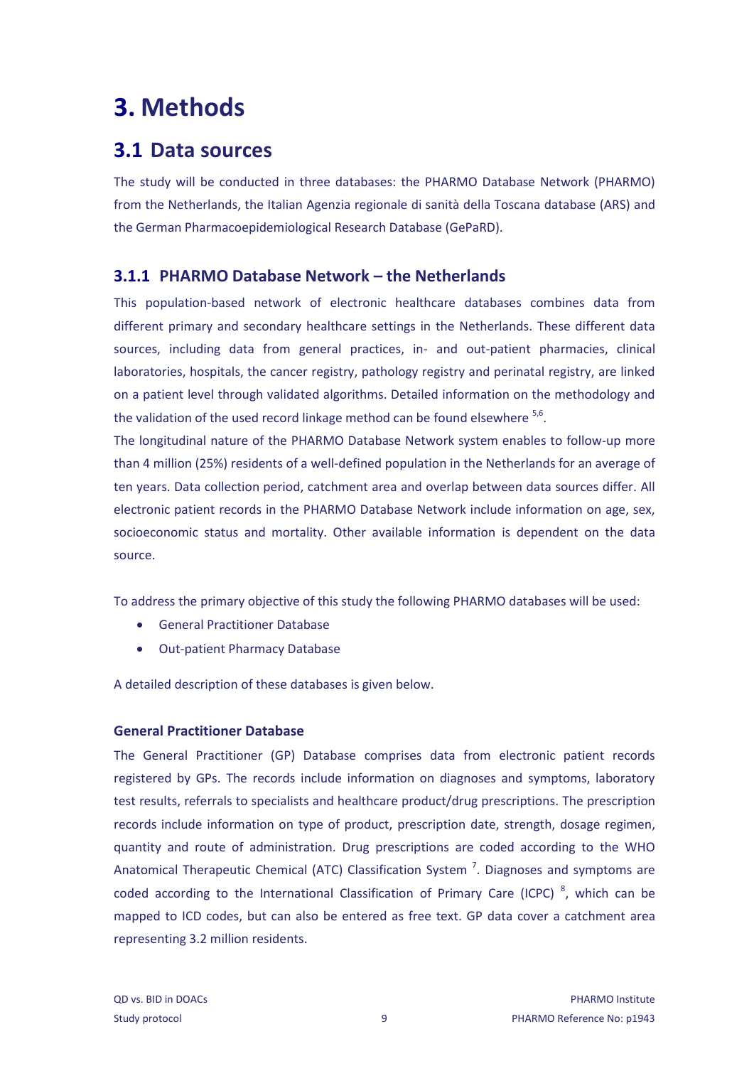# 3. Methods

## 3.1 Data sources

The study will be conducted in three databases: the PHARMO Database Network (PHARMO) from the Netherlands, the Italian Agenzia regionale di sanità della Toscana database (ARS) and the German Pharmacoepidemiological Research Database (GePaRD).

### 3.1.1 PHARMO Database Network – the Netherlands

This population-based network of electronic healthcare databases combines data from different primary and secondary healthcare settings in the Netherlands. These different data sources, including data from general practices, in- and out-patient pharmacies, clinical laboratories, hospitals, the cancer registry, pathology registry and perinatal registry, are linked on a patient level through validated algorithms. Detailed information on the methodology and the validation of the used record linkage method can be found elsewhere [5,6].

The longitudinal nature of the PHARMO Database Network system enables to follow-up more than 4 million (25%) residents of a well-defined population in the Netherlands for an average of ten years. Data collection period, catchment area and overlap between data sources differ. All electronic patient records in the PHARMO Database Network include information on age, sex, socioeconomic status and mortality. Other available information is dependent on the data source.

To address the primary objective of this study the following PHARMO databases will be used:

- General Practitioner Database
- Out-patient Pharmacy Database

A detailed description of these databases is given below.

**General Practitioner Database**

The General Practitioner (GP) Database comprises data from electronic patient records registered by GPs. The records include information on diagnoses and symptoms, laboratory test results, referrals to specialists and healthcare product/drug prescriptions. The prescription records include information on type of product, prescription date, strength, dosage regimen, quantity and route of administration. Drug prescriptions are coded according to the WHO Anatomical Therapeutic Chemical (ATC) Classification System [7]. Diagnoses and symptoms are coded according to the International Classification of Primary Care (ICPC) [8], which can be mapped to ICD codes, but can also be entered as free text. GP data cover a catchment area representing 3.2 million residents.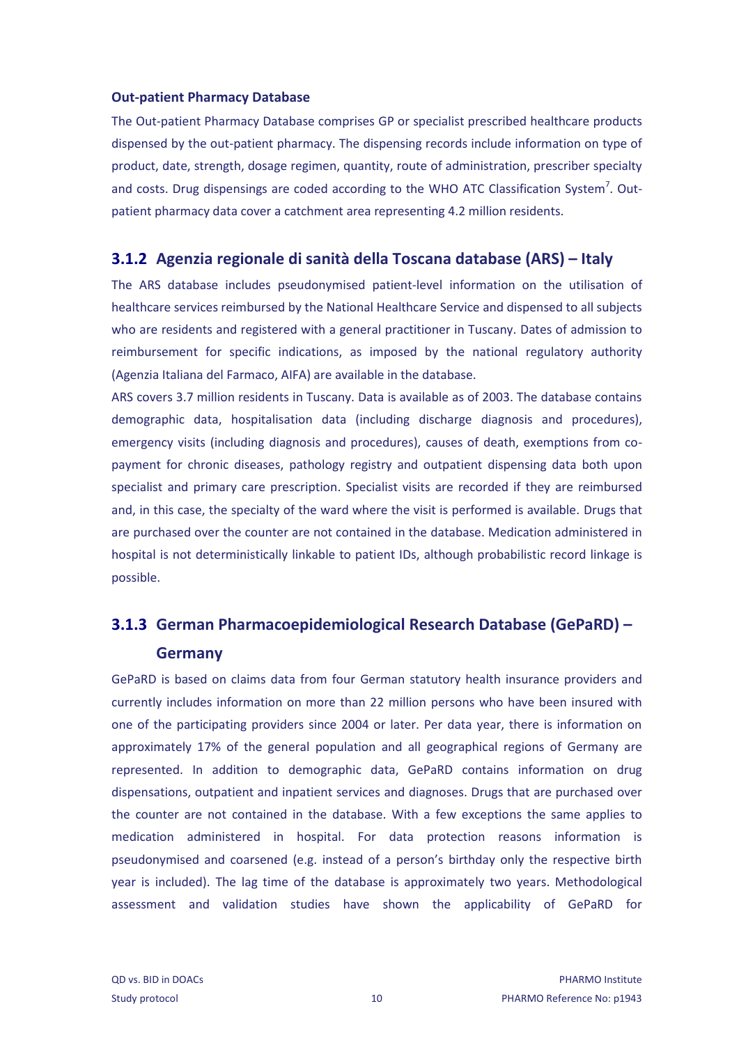**Out-patient Pharmacy Database**

The Out-patient Pharmacy Database comprises GP or specialist prescribed healthcare products dispensed by the out-patient pharmacy. The dispensing records include information on type of product, date, strength, dosage regimen, quantity, route of administration, prescriber specialty and costs. Drug dispensings are coded according to the WHO ATC Classification System[7]. Out-patient pharmacy data cover a catchment area representing 4.2 million residents.

### 3.1.2 Agenzia regionale di sanità della Toscana database (ARS) – Italy

The ARS database includes pseudonymised patient-level information on the utilisation of healthcare services reimbursed by the National Healthcare Service and dispensed to all subjects who are residents and registered with a general practitioner in Tuscany. Dates of admission to reimbursement for specific indications, as imposed by the national regulatory authority (Agenzia Italiana del Farmaco, AIFA) are available in the database.

ARS covers 3.7 million residents in Tuscany. Data is available as of 2003. The database contains demographic data, hospitalisation data (including discharge diagnosis and procedures), emergency visits (including diagnosis and procedures), causes of death, exemptions from co-payment for chronic diseases, pathology registry and outpatient dispensing data both upon specialist and primary care prescription. Specialist visits are recorded if they are reimbursed and, in this case, the specialty of the ward where the visit is performed is available. Drugs that are purchased over the counter are not contained in the database. Medication administered in hospital is not deterministically linkable to patient IDs, although probabilistic record linkage is possible.

### 3.1.3 German Pharmacoepidemiological Research Database (GePaRD) – Germany

GePaRD is based on claims data from four German statutory health insurance providers and currently includes information on more than 22 million persons who have been insured with one of the participating providers since 2004 or later. Per data year, there is information on approximately 17% of the general population and all geographical regions of Germany are represented. In addition to demographic data, GePaRD contains information on drug dispensations, outpatient and inpatient services and diagnoses. Drugs that are purchased over the counter are not contained in the database. With a few exceptions the same applies to medication administered in hospital. For data protection reasons information is pseudonymised and coarsened (e.g. instead of a person's birthday only the respective birth year is included). The lag time of the database is approximately two years. Methodological assessment and validation studies have shown the applicability of GePaRD for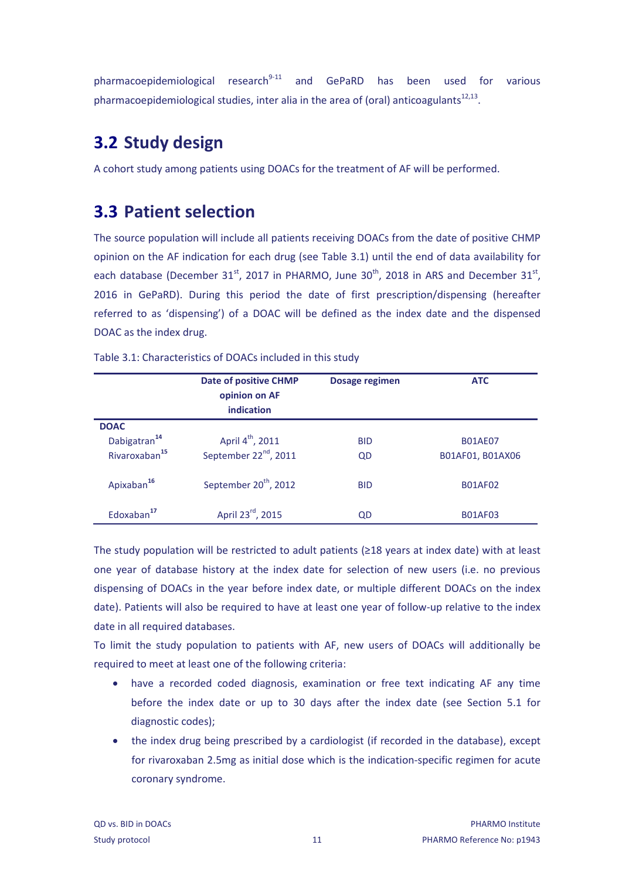pharmacoepidemiological research[9-11] and GePaRD has been used for various pharmacoepidemiological studies, inter alia in the area of (oral) anticoagulants[12,13].

## 3.2 Study design

A cohort study among patients using DOACs for the treatment of AF will be performed.

## 3.3 Patient selection

The source population will include all patients receiving DOACs from the date of positive CHMP opinion on the AF indication for each drug (see Table 3.1) until the end of data availability for each database (December 31st, 2017 in PHARMO, June 30th, 2018 in ARS and December 31st, 2016 in GePaRD). During this period the date of first prescription/dispensing (hereafter referred to as 'dispensing') of a DOAC will be defined as the index date and the dispensed DOAC as the index drug.

Table 3.1: Characteristics of DOACs included in this study

| | Date of positive CHMP opinion on AF indication | Dosage regimen | ATC |
|---|---|---|---|
| **DOAC** | | | |
| Dabigatran[14] | April 4th, 2011 | BID | B01AE07 |
| Rivaroxaban[15] | September 22nd, 2011 | QD | B01AF01, B01AX06 |
| Apixaban[16] | September 20th, 2012 | BID | B01AF02 |
| Edoxaban[17] | April 23rd, 2015 | QD | B01AF03 |

The study population will be restricted to adult patients (≥18 years at index date) with at least one year of database history at the index date for selection of new users (i.e. no previous dispensing of DOACs in the year before index date, or multiple different DOACs on the index date). Patients will also be required to have at least one year of follow-up relative to the index date in all required databases.

To limit the study population to patients with AF, new users of DOACs will additionally be required to meet at least one of the following criteria:

- have a recorded coded diagnosis, examination or free text indicating AF any time before the index date or up to 30 days after the index date (see Section 5.1 for diagnostic codes);
- the index drug being prescribed by a cardiologist (if recorded in the database), except for rivaroxaban 2.5mg as initial dose which is the indication-specific regimen for acute coronary syndrome.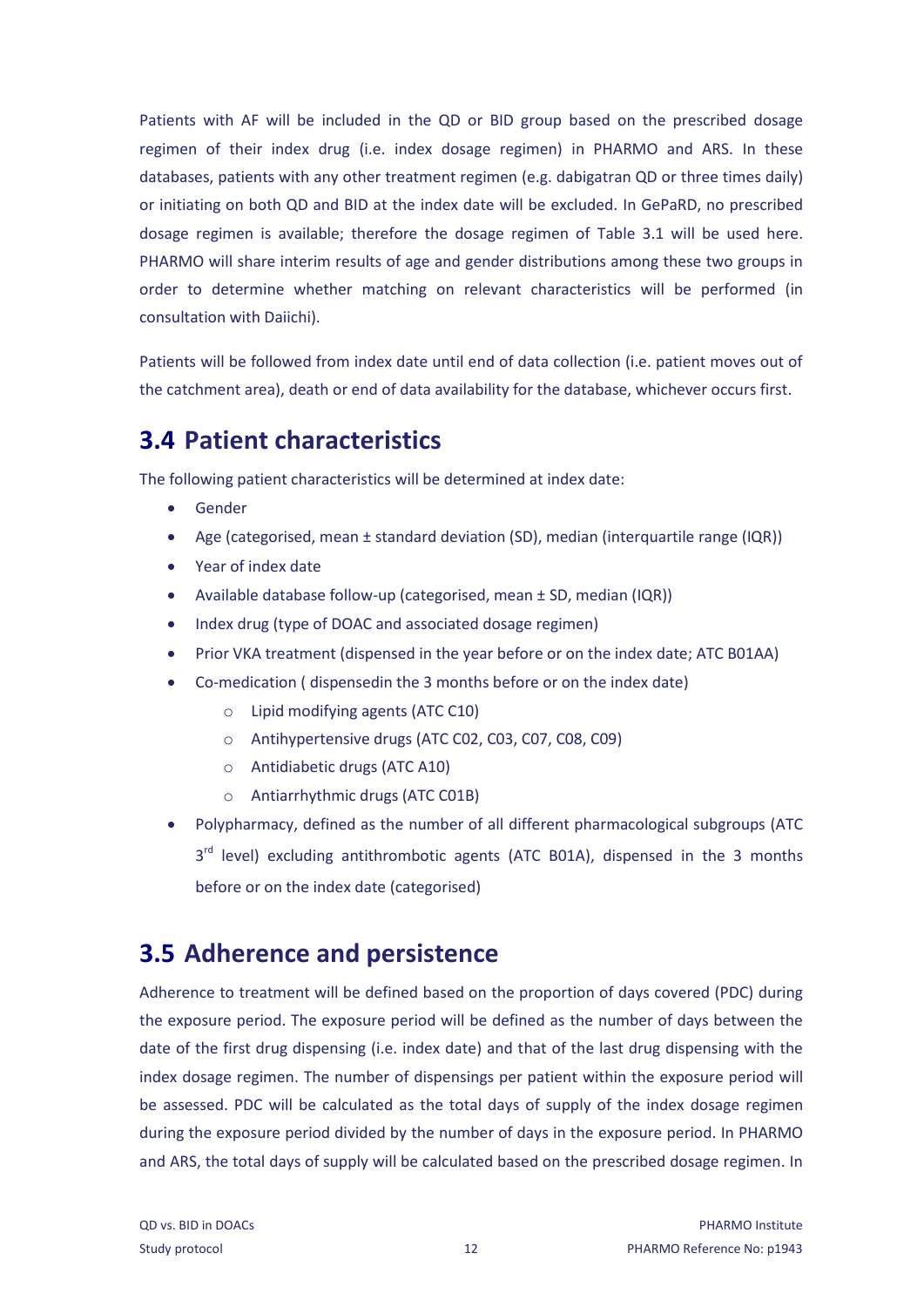Patients with AF will be included in the QD or BID group based on the prescribed dosage regimen of their index drug (i.e. index dosage regimen) in PHARMO and ARS. In these databases, patients with any other treatment regimen (e.g. dabigatran QD or three times daily) or initiating on both QD and BID at the index date will be excluded. In GePaRD, no prescribed dosage regimen is available; therefore the dosage regimen of Table 3.1 will be used here. PHARMO will share interim results of age and gender distributions among these two groups in order to determine whether matching on relevant characteristics will be performed (in consultation with Daiichi).

Patients will be followed from index date until end of data collection (i.e. patient moves out of the catchment area), death or end of data availability for the database, whichever occurs first.

## 3.4 Patient characteristics

The following patient characteristics will be determined at index date:

- Gender
- Age (categorised, mean ± standard deviation (SD), median (interquartile range (IQR))
- Year of index date
- Available database follow-up (categorised, mean ± SD, median (IQR))
- Index drug (type of DOAC and associated dosage regimen)
- Prior VKA treatment (dispensed in the year before or on the index date; ATC B01AA)
- Co-medication ( dispensedin the 3 months before or on the index date)
  - Lipid modifying agents (ATC C10)
  - Antihypertensive drugs (ATC C02, C03, C07, C08, C09)
  - Antidiabetic drugs (ATC A10)
  - Antiarrhythmic drugs (ATC C01B)
- Polypharmacy, defined as the number of all different pharmacological subgroups (ATC 3rd level) excluding antithrombotic agents (ATC B01A), dispensed in the 3 months before or on the index date (categorised)

## 3.5 Adherence and persistence

Adherence to treatment will be defined based on the proportion of days covered (PDC) during the exposure period. The exposure period will be defined as the number of days between the date of the first drug dispensing (i.e. index date) and that of the last drug dispensing with the index dosage regimen. The number of dispensings per patient within the exposure period will be assessed. PDC will be calculated as the total days of supply of the index dosage regimen during the exposure period divided by the number of days in the exposure period. In PHARMO and ARS, the total days of supply will be calculated based on the prescribed dosage regimen. In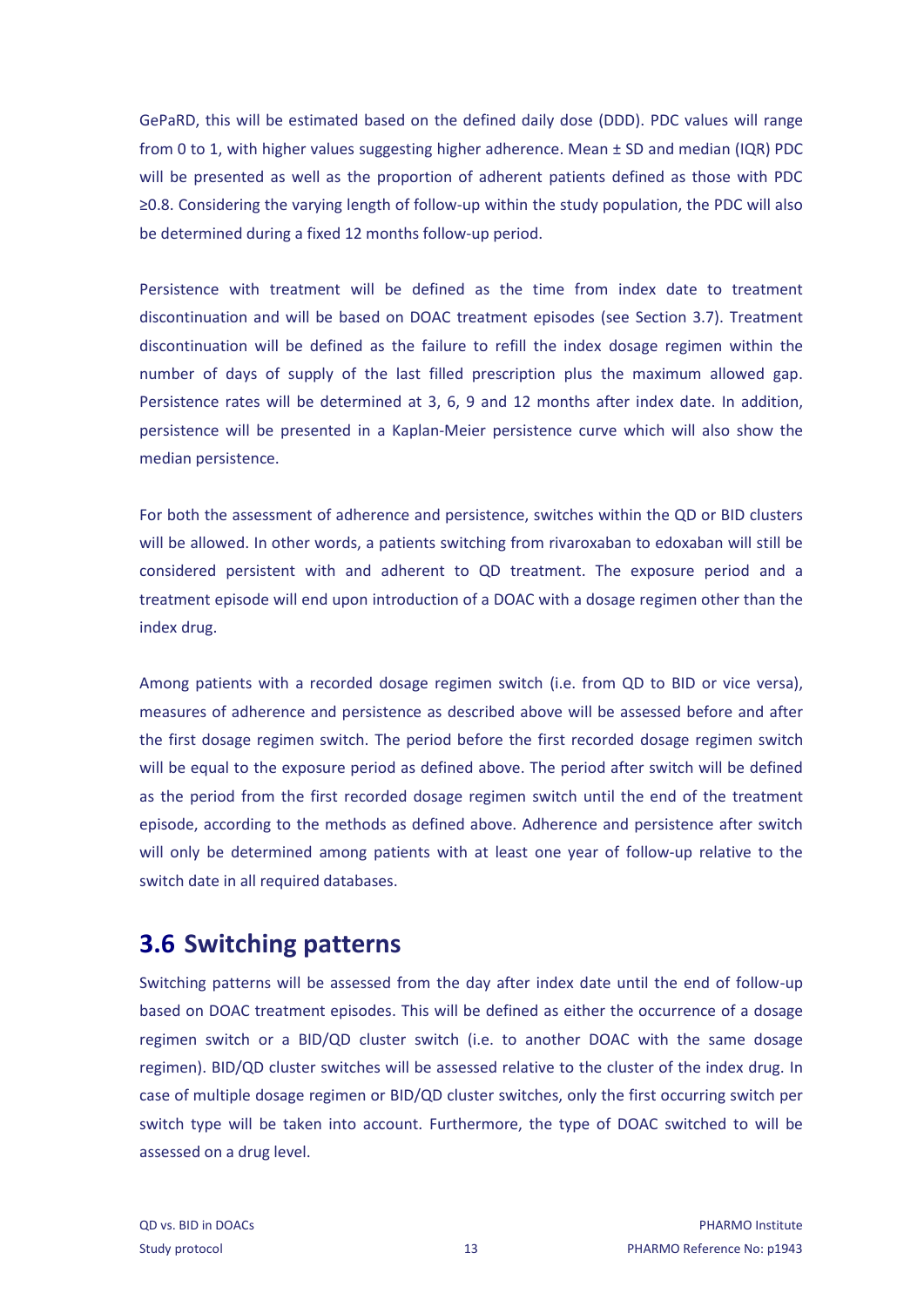GePaRD, this will be estimated based on the defined daily dose (DDD). PDC values will range from 0 to 1, with higher values suggesting higher adherence. Mean ± SD and median (IQR) PDC will be presented as well as the proportion of adherent patients defined as those with PDC ≥0.8. Considering the varying length of follow-up within the study population, the PDC will also be determined during a fixed 12 months follow-up period.

Persistence with treatment will be defined as the time from index date to treatment discontinuation and will be based on DOAC treatment episodes (see Section 3.7). Treatment discontinuation will be defined as the failure to refill the index dosage regimen within the number of days of supply of the last filled prescription plus the maximum allowed gap. Persistence rates will be determined at 3, 6, 9 and 12 months after index date. In addition, persistence will be presented in a Kaplan-Meier persistence curve which will also show the median persistence.

For both the assessment of adherence and persistence, switches within the QD or BID clusters will be allowed. In other words, a patients switching from rivaroxaban to edoxaban will still be considered persistent with and adherent to QD treatment. The exposure period and a treatment episode will end upon introduction of a DOAC with a dosage regimen other than the index drug.

Among patients with a recorded dosage regimen switch (i.e. from QD to BID or vice versa), measures of adherence and persistence as described above will be assessed before and after the first dosage regimen switch. The period before the first recorded dosage regimen switch will be equal to the exposure period as defined above. The period after switch will be defined as the period from the first recorded dosage regimen switch until the end of the treatment episode, according to the methods as defined above. Adherence and persistence after switch will only be determined among patients with at least one year of follow-up relative to the switch date in all required databases.

## 3.6 Switching patterns

Switching patterns will be assessed from the day after index date until the end of follow-up based on DOAC treatment episodes. This will be defined as either the occurrence of a dosage regimen switch or a BID/QD cluster switch (i.e. to another DOAC with the same dosage regimen). BID/QD cluster switches will be assessed relative to the cluster of the index drug. In case of multiple dosage regimen or BID/QD cluster switches, only the first occurring switch per switch type will be taken into account. Furthermore, the type of DOAC switched to will be assessed on a drug level.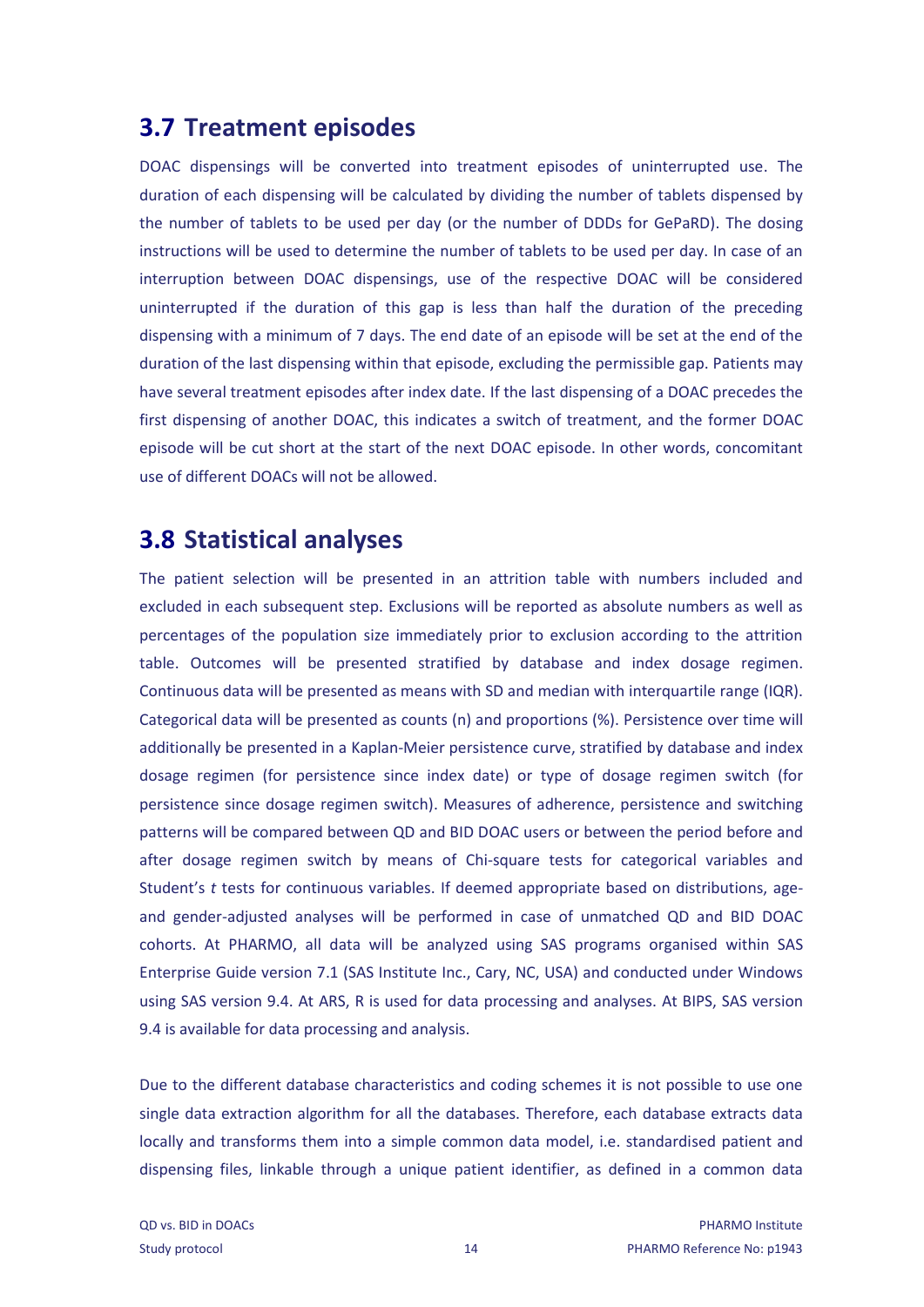## 3.7 Treatment episodes

DOAC dispensings will be converted into treatment episodes of uninterrupted use. The duration of each dispensing will be calculated by dividing the number of tablets dispensed by the number of tablets to be used per day (or the number of DDDs for GePaRD). The dosing instructions will be used to determine the number of tablets to be used per day. In case of an interruption between DOAC dispensings, use of the respective DOAC will be considered uninterrupted if the duration of this gap is less than half the duration of the preceding dispensing with a minimum of 7 days. The end date of an episode will be set at the end of the duration of the last dispensing within that episode, excluding the permissible gap. Patients may have several treatment episodes after index date. If the last dispensing of a DOAC precedes the first dispensing of another DOAC, this indicates a switch of treatment, and the former DOAC episode will be cut short at the start of the next DOAC episode. In other words, concomitant use of different DOACs will not be allowed.

## 3.8 Statistical analyses

The patient selection will be presented in an attrition table with numbers included and excluded in each subsequent step. Exclusions will be reported as absolute numbers as well as percentages of the population size immediately prior to exclusion according to the attrition table. Outcomes will be presented stratified by database and index dosage regimen. Continuous data will be presented as means with SD and median with interquartile range (IQR). Categorical data will be presented as counts (n) and proportions (%). Persistence over time will additionally be presented in a Kaplan-Meier persistence curve, stratified by database and index dosage regimen (for persistence since index date) or type of dosage regimen switch (for persistence since dosage regimen switch). Measures of adherence, persistence and switching patterns will be compared between QD and BID DOAC users or between the period before and after dosage regimen switch by means of Chi-square tests for categorical variables and Student's *t* tests for continuous variables. If deemed appropriate based on distributions, age- and gender-adjusted analyses will be performed in case of unmatched QD and BID DOAC cohorts. At PHARMO, all data will be analyzed using SAS programs organised within SAS Enterprise Guide version 7.1 (SAS Institute Inc., Cary, NC, USA) and conducted under Windows using SAS version 9.4. At ARS, R is used for data processing and analyses. At BIPS, SAS version 9.4 is available for data processing and analysis.

Due to the different database characteristics and coding schemes it is not possible to use one single data extraction algorithm for all the databases. Therefore, each database extracts data locally and transforms them into a simple common data model, i.e. standardised patient and dispensing files, linkable through a unique patient identifier, as defined in a common data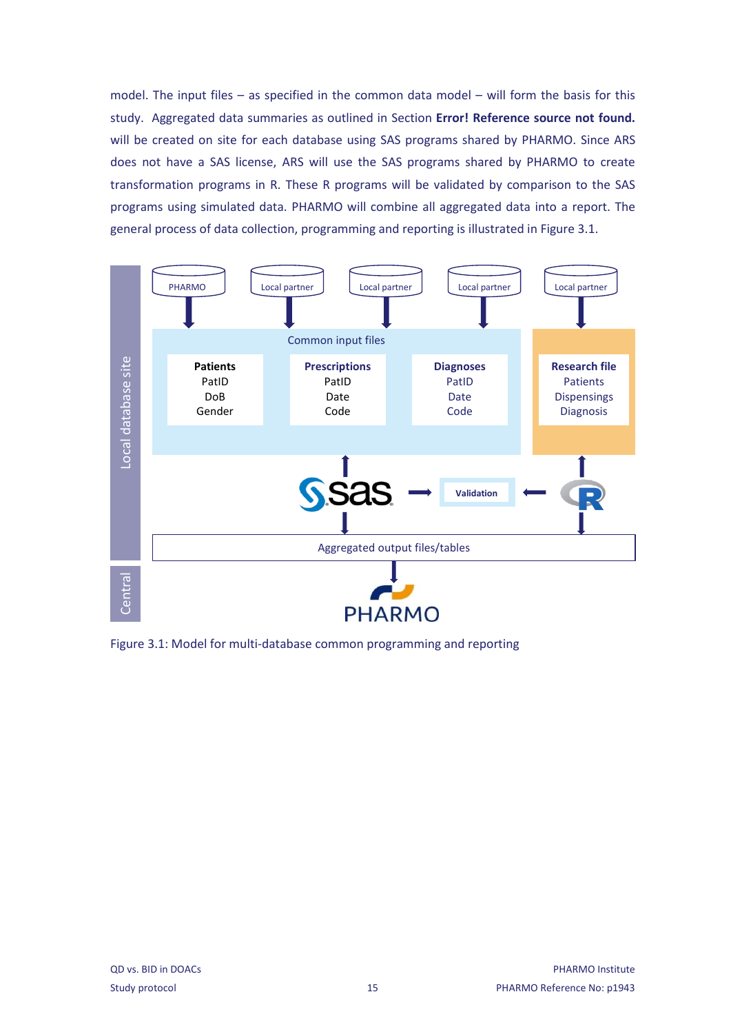model. The input files – as specified in the common data model – will form the basis for this study. Aggregated data summaries as outlined in Section **Error! Reference source not found.** will be created on site for each database using SAS programs shared by PHARMO. Since ARS does not have a SAS license, ARS will use the SAS programs shared by PHARMO to create transformation programs in R. These R programs will be validated by comparison to the SAS programs using simulated data. PHARMO will combine all aggregated data into a report. The general process of data collection, programming and reporting is illustrated in Figure 3.1.

Figure 3.1: Model for multi-database common programming and reporting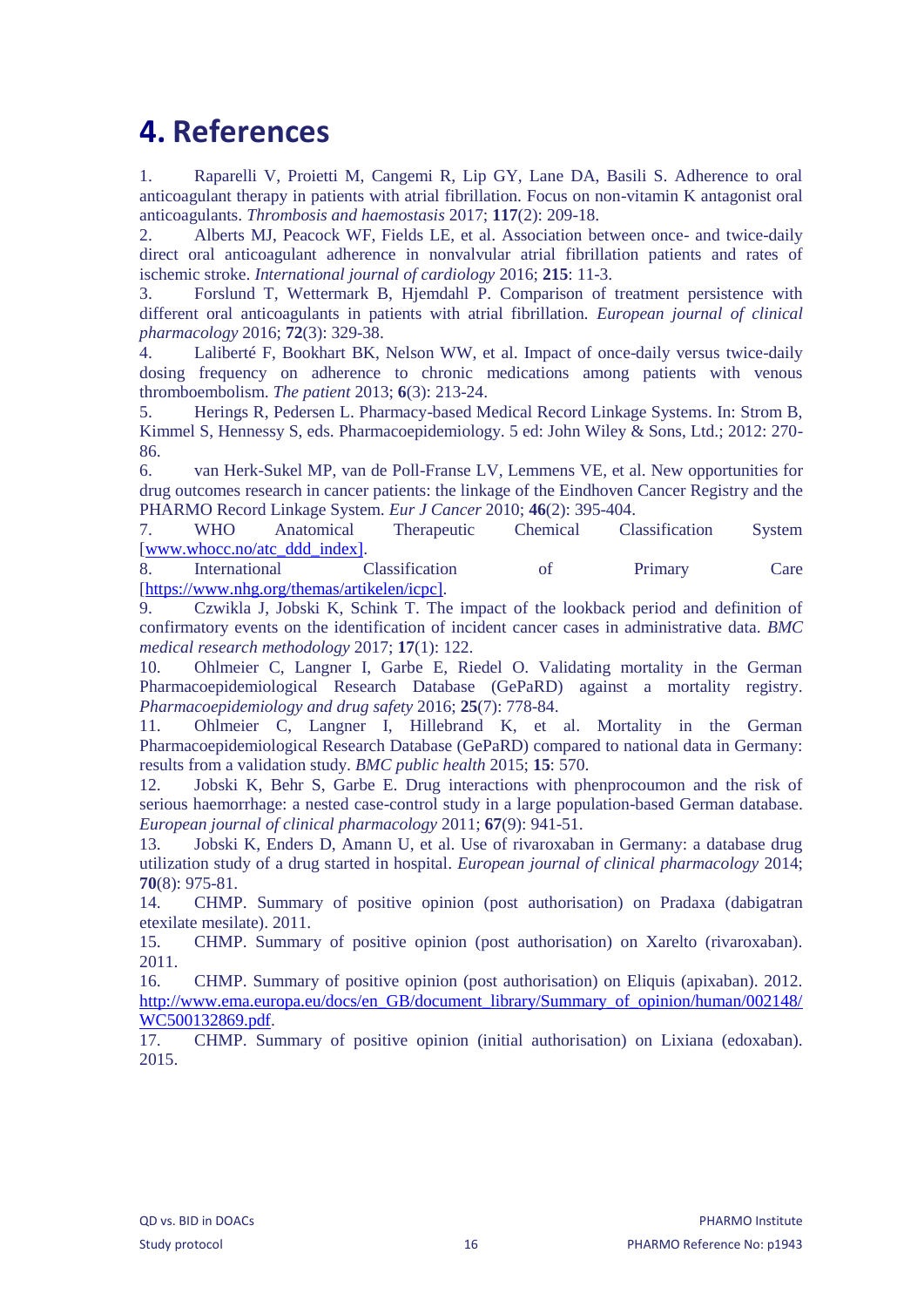# 4. References

1. Raparelli V, Proietti M, Cangemi R, Lip GY, Lane DA, Basili S. Adherence to oral anticoagulant therapy in patients with atrial fibrillation. Focus on non-vitamin K antagonist oral anticoagulants. *Thrombosis and haemostasis* 2017; **117**(2): 209-18.
2. Alberts MJ, Peacock WF, Fields LE, et al. Association between once- and twice-daily direct oral anticoagulant adherence in nonvalvular atrial fibrillation patients and rates of ischemic stroke. *International journal of cardiology* 2016; **215**: 11-3.
3. Forslund T, Wettermark B, Hjemdahl P. Comparison of treatment persistence with different oral anticoagulants in patients with atrial fibrillation. *European journal of clinical pharmacology* 2016; **72**(3): 329-38.
4. Laliberté F, Bookhart BK, Nelson WW, et al. Impact of once-daily versus twice-daily dosing frequency on adherence to chronic medications among patients with venous thromboembolism. *The patient* 2013; **6**(3): 213-24.
5. Herings R, Pedersen L. Pharmacy-based Medical Record Linkage Systems. In: Strom B, Kimmel S, Hennessy S, eds. Pharmacoepidemiology. 5 ed: John Wiley & Sons, Ltd.; 2012: 270-86.
6. van Herk-Sukel MP, van de Poll-Franse LV, Lemmens VE, et al. New opportunities for drug outcomes research in cancer patients: the linkage of the Eindhoven Cancer Registry and the PHARMO Record Linkage System. *Eur J Cancer* 2010; **46**(2): 395-404.
7. WHO Anatomical Therapeutic Chemical Classification System [www.whocc.no/atc_ddd_index].
8. International Classification of Primary Care [https://www.nhg.org/themas/artikelen/icpc].
9. Czwikla J, Jobski K, Schink T. The impact of the lookback period and definition of confirmatory events on the identification of incident cancer cases in administrative data. *BMC medical research methodology* 2017; **17**(1): 122.
10. Ohlmeier C, Langner I, Garbe E, Riedel O. Validating mortality in the German Pharmacoepidemiological Research Database (GePaRD) against a mortality registry. *Pharmacoepidemiology and drug safety* 2016; **25**(7): 778-84.
11. Ohlmeier C, Langner I, Hillebrand K, et al. Mortality in the German Pharmacoepidemiological Research Database (GePaRD) compared to national data in Germany: results from a validation study. *BMC public health* 2015; **15**: 570.
12. Jobski K, Behr S, Garbe E. Drug interactions with phenprocoumon and the risk of serious haemorrhage: a nested case-control study in a large population-based German database. *European journal of clinical pharmacology* 2011; **67**(9): 941-51.
13. Jobski K, Enders D, Amann U, et al. Use of rivaroxaban in Germany: a database drug utilization study of a drug started in hospital. *European journal of clinical pharmacology* 2014; **70**(8): 975-81.
14. CHMP. Summary of positive opinion (post authorisation) on Pradaxa (dabigatran etexilate mesilate). 2011.
15. CHMP. Summary of positive opinion (post authorisation) on Xarelto (rivaroxaban). 2011.
16. CHMP. Summary of positive opinion (post authorisation) on Eliquis (apixaban). 2012. http://www.ema.europa.eu/docs/en_GB/document_library/Summary_of_opinion/human/002148/WC500132869.pdf.
17. CHMP. Summary of positive opinion (initial authorisation) on Lixiana (edoxaban). 2015.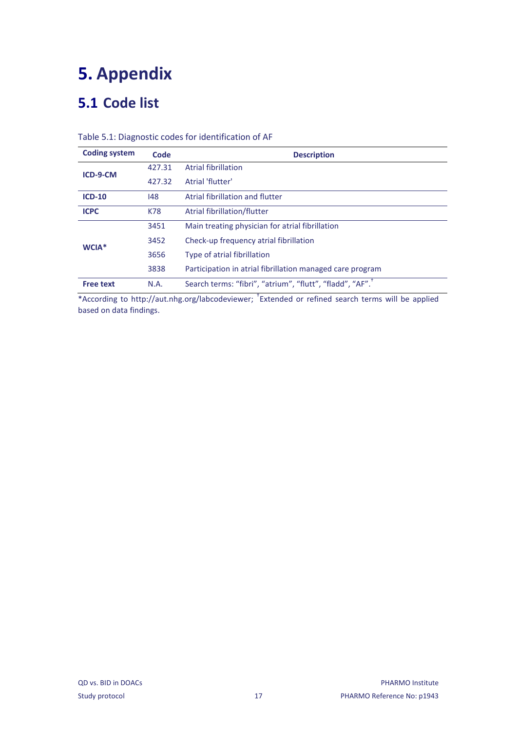# 5. Appendix

## 5.1 Code list

Table 5.1: Diagnostic codes for identification of AF

| Coding system | Code | Description |
|---|---|---|
| **ICD-9-CM** | 427.31 | Atrial fibrillation |
| | 427.32 | Atrial 'flutter' |
| **ICD-10** | I48 | Atrial fibrillation and flutter |
| **ICPC** | K78 | Atrial fibrillation/flutter |
| **WCIA*** | 3451 | Main treating physician for atrial fibrillation |
| | 3452 | Check-up frequency atrial fibrillation |
| | 3656 | Type of atrial fibrillation |
| | 3838 | Participation in atrial fibrillation managed care program |
| **Free text** | N.A. | Search terms: “fibri”, “atrium”, “flutt”, “fladd”, “AF”.[†] |

*According to http://aut.nhg.org/labcodeviewer; [†]Extended or refined search terms will be applied based on data findings.